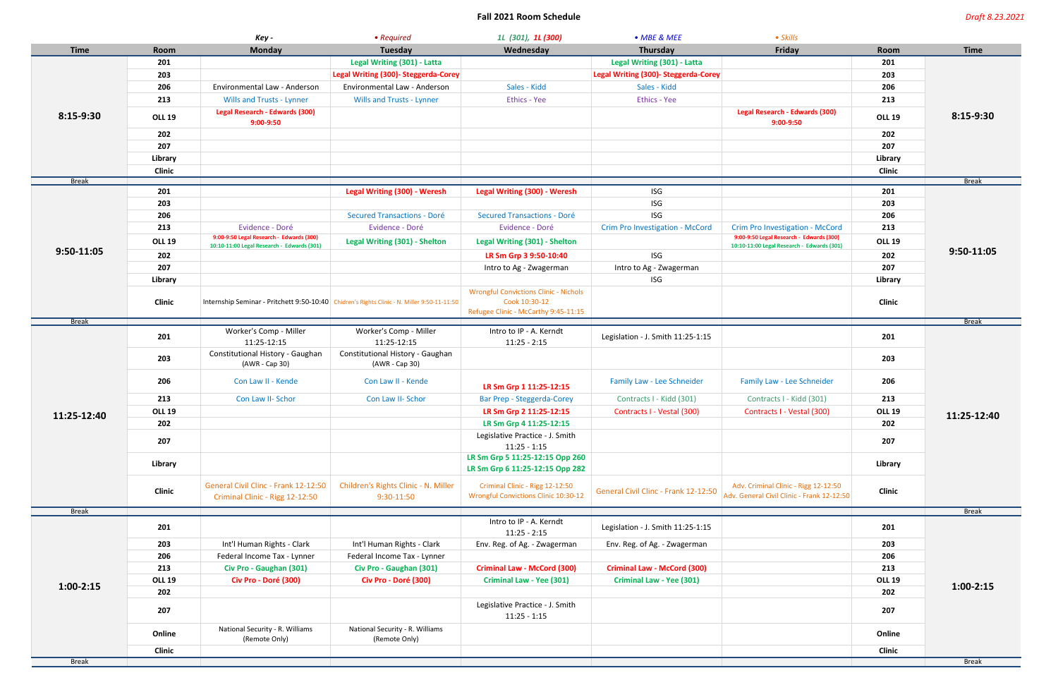# Fall 2021 Room Schedule

*Draft 8.23.2021*

Key - *• Required* | *1L (301), 1L (300)* | *• MBE & MEE* | *• Skills*

| Time | Room | Monday | Tuesday | Wednesday | Thursday | Friday | Room | Time |
|---|---|---|---|---|---|---|---|---|
| 8:15-9:30 | 201 | | Legal Writing (301) - Latta | | Legal Writing (301) - Latta | | 201 | 8:15-9:30 |
| | 203 | | Legal Writing (300)- Steggerda-Corey | | Legal Writing (300)- Steggerda-Corey | | 203 | |
| | 206 | Environmental Law - Anderson | Environmental Law - Anderson | Sales - Kidd | Sales - Kidd | | 206 | |
| | 213 | Wills and Trusts - Lynner | Wills and Trusts - Lynner | Ethics - Yee | Ethics - Yee | | 213 | |
| | OLL 19 | Legal Research - Edwards (300) 9:00-9:50 | | | | Legal Research - Edwards (300) 9:00-9:50 | OLL 19 | |
| | 202 | | | | | | 202 | |
| | 207 | | | | | | 207 | |
| | Library | | | | | | Library | |
| | Clinic | | | | | | Clinic | |
| Break | | | | | | | | Break |
| 9:50-11:05 | 201 | | Legal Writing (300) - Weresh | Legal Writing (300) - Weresh | ISG | | 201 | 9:50-11:05 |
| | 203 | | | | ISG | | 203 | |
| | 206 | | Secured Transactions - Doré | Secured Transactions - Doré | ISG | | 206 | |
| | 213 | Evidence - Doré | Evidence - Doré | Evidence - Doré | Crim Pro Investigation - McCord | Crim Pro Investigation - McCord | 213 | |
| | OLL 19 | 9:00-9:50 Legal Research - Edwards (300) 10:10-11:00 Legal Research - Edwards (301) | Legal Writing (301) - Shelton | Legal Writing (301) - Shelton | | 9:00-9:50 Legal Research - Edwards (300) 10:10-11:00 Legal Research - Edwards (301) | OLL 19 | |
| | 202 | | | LR Sm Grp 3 9:50-10:40 | ISG | | 202 | |
| | 207 | | | Intro to Ag - Zwagerman | Intro to Ag - Zwagerman | | 207 | |
| | Library | | | | ISG | | Library | |
| | Clinic | Internship Seminar - Pritchett 9:50-10:40 | Chidren's Rights Clinic - N. Miller 9:50-11:11:50 | Wrongful Convictions Clinic - Nichols Cook 10:30-12 Refugee Clinic - McCarthy 9:45-11:15 | | | Clinic | |
| Break | | | | | | | | Break |
| 11:25-12:40 | 201 | Worker's Comp - Miller 11:25-12:15 | Worker's Comp - Miller 11:25-12:15 | Intro to IP - A. Kerndt 11:25 - 2:15 | Legislation - J. Smith 11:25-1:15 | | 201 | 11:25-12:40 |
| | 203 | Constitutional History - Gaughan (AWR - Cap 30) | Constitutional History - Gaughan (AWR - Cap 30) | | | | 203 | |
| | 206 | Con Law II - Kende | Con Law II - Kende | LR Sm Grp 1 11:25-12:15 | Family Law - Lee Schneider | Family Law - Lee Schneider | 206 | |
| | 213 | Con Law II- Schor | Con Law II- Schor | Bar Prep - Steggerda-Corey | Contracts I - Kidd (301) | Contracts I - Kidd (301) | 213 | |
| | OLL 19 | | | LR Sm Grp 2 11:25-12:15 | Contracts I - Vestal (300) | Contracts I - Vestal (300) | OLL 19 | |
| | 202 | | | LR Sm Grp 4 11:25-12:15 | | | 202 | |
| | 207 | | | Legislative Practice - J. Smith 11:25 - 1:15 | | | 207 | |
| | Library | | | LR Sm Grp 5 11:25-12:15 Opp 260 LR Sm Grp 6 11:25-12:15 Opp 282 | | | Library | |
| | Clinic | General Civil Clinc - Frank 12-12:50 Criminal Clinic - Rigg 12-12:50 | Children's Rights Clinic - N. Miller 9:30-11:50 | Criminal Clinic - Rigg 12-12:50 Wrongful Convictions Clinic 10:30-12 | General Civil Clinc - Frank 12-12:50 | Adv. Criminal Clinic - Rigg 12-12:50 Adv. General Civil Clinic - Frank 12-12:50 | Clinic | |
| Break | | | | | | | | Break |
| 1:00-2:15 | 201 | | | Intro to IP - A. Kerndt 11:25 - 2:15 | Legislation - J. Smith 11:25-1:15 | | 201 | 1:00-2:15 |
| | 203 | Int'l Human Rights - Clark | Int'l Human Rights - Clark | Env. Reg. of Ag. - Zwagerman | Env. Reg. of Ag. - Zwagerman | | 203 | |
| | 206 | Federal Income Tax - Lynner | Federal Income Tax - Lynner | | | | 206 | |
| | 213 | Civ Pro - Gaughan (301) | Civ Pro - Gaughan (301) | Criminal Law - McCord (300) | Criminal Law - McCord (300) | | 213 | |
| | OLL 19 | Civ Pro - Doré (300) | Civ Pro - Doré (300) | Criminal Law - Yee (301) | Criminal Law - Yee (301) | | OLL 19 | |
| | 202 | | | | | | 202 | |
| | 207 | | | Legislative Practice - J. Smith 11:25 - 1:15 | | | 207 | |
| | Online | National Security - R. Williams (Remote Only) | National Security - R. Williams (Remote Only) | | | | Online | |
| | Clinic | | | | | | Clinic | |
| Break | | | | | | | | Break |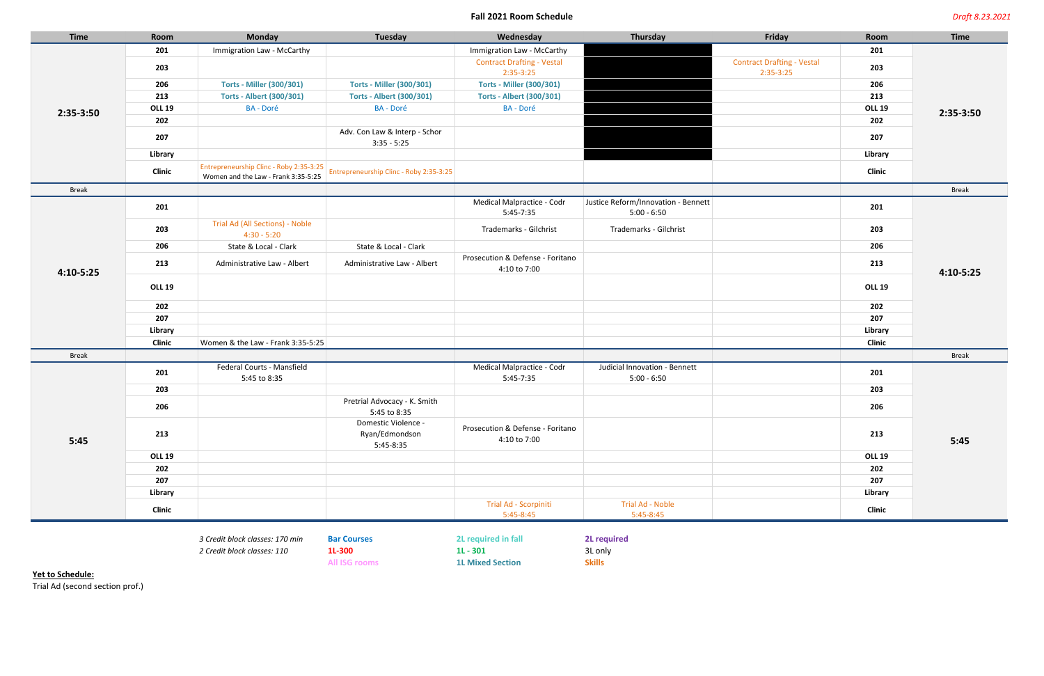**Fall 2021 Room Schedule**

*Draft 8.23.2021*

| Time | Room | Monday | Tuesday | Wednesday | Thursday | Friday | Room | Time |
|---|---|---|---|---|---|---|---|---|
| 2:35-3:50 | 201 | Immigration Law - McCarthy | | Immigration Law - McCarthy | | | 201 | 2:35-3:50 |
| | 203 | | | Contract Drafting - Vestal 2:35-3:25 | | Contract Drafting - Vestal 2:35-3:25 | 203 | |
| | 206 | Torts - Miller (300/301) | Torts - Miller (300/301) | Torts - Miller (300/301) | | | 206 | |
| | 213 | Torts - Albert (300/301) | Torts - Albert (300/301) | Torts - Albert (300/301) | | | 213 | |
| | OLL 19 | BA - Doré | BA - Doré | BA - Doré | | | OLL 19 | |
| | 202 | | | | | | 202 | |
| | 207 | | Adv. Con Law & Interp - Schor 3:35 - 5:25 | | | | 207 | |
| | Library | | | | | | Library | |
| | Clinic | Entrepreneurship Clinc - Roby 2:35-3:25 Women and the Law - Frank 3:35-5:25 | Entrepreneurship Clinc - Roby 2:35-3:25 | | | | Clinic | |
| Break | | | | | | | | Break |
| 4:10-5:25 | 201 | | | Medical Malpractice - Codr 5:45-7:35 | Justice Reform/Innovation - Bennett 5:00 - 6:50 | | 201 | 4:10-5:25 |
| | 203 | Trial Ad (All Sections) - Noble 4:30 - 5:20 | | Trademarks - Gilchrist | Trademarks - Gilchrist | | 203 | |
| | 206 | State & Local - Clark | State & Local - Clark | | | | 206 | |
| | 213 | Administrative Law - Albert | Administrative Law - Albert | Prosecution & Defense - Foritano 4:10 to 7:00 | | | 213 | |
| | OLL 19 | | | | | | OLL 19 | |
| | 202 | | | | | | 202 | |
| | 207 | | | | | | 207 | |
| | Library | | | | | | Library | |
| | Clinic | Women & the Law - Frank 3:35-5:25 | | | | | Clinic | |
| Break | | | | | | | | Break |
| 5:45 | 201 | Federal Courts - Mansfield 5:45 to 8:35 | | Medical Malpractice - Codr 5:45-7:35 | Judicial Innovation - Bennett 5:00 - 6:50 | | 201 | 5:45 |
| | 203 | | | | | | 203 | |
| | 206 | | Pretrial Advocacy - K. Smith 5:45 to 8:35 | | | | 206 | |
| | 213 | | Domestic Violence - Ryan/Edmondson 5:45-8:35 | Prosecution & Defense - Foritano 4:10 to 7:00 | | | 213 | |
| | OLL 19 | | | | | | OLL 19 | |
| | 202 | | | | | | 202 | |
| | 207 | | | | | | 207 | |
| | Library | | | | | | Library | |
| | Clinic | | | Trial Ad - Scorpiniti 5:45-8:45 | Trial Ad - Noble 5:45-8:45 | | Clinic | |

*3 Credit block classes: 170 min*
*2 Credit block classes: 110*

Bar Courses
1L-300
All ISG rooms

2L required in fall
1L - 301
1L Mixed Section

2L required
3L only
Skills

**Yet to Schedule:**
Trial Ad (second section prof.)